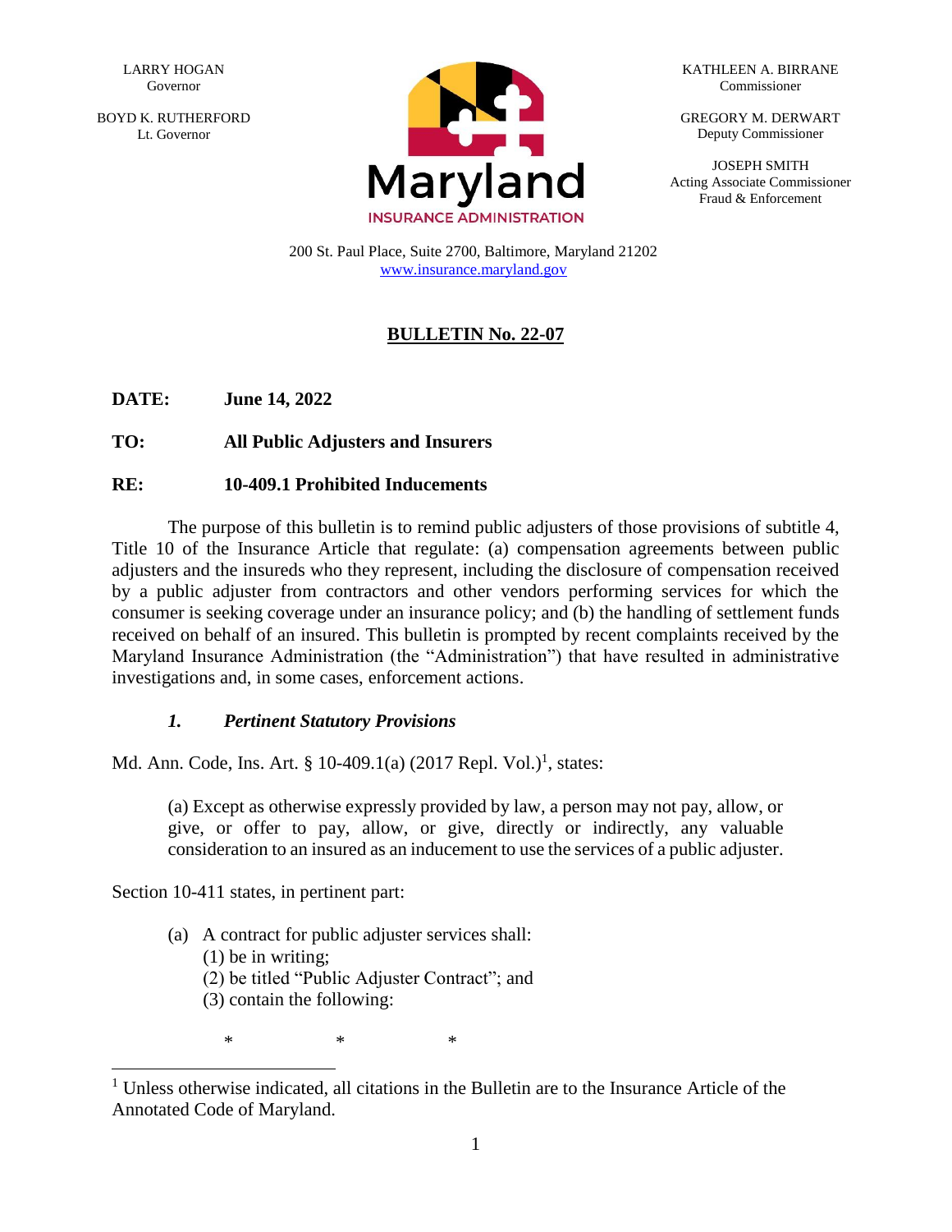LARRY HOGAN
Governor

BOYD K. RUTHERFORD
Lt. Governor

KATHLEEN A. BIRRANE
Commissioner

GREGORY M. DERWART
Deputy Commissioner

JOSEPH SMITH
Acting Associate Commissioner
Fraud & Enforcement

Maryland
INSURANCE ADMINISTRATION

200 St. Paul Place, Suite 2700, Baltimore, Maryland 21202
www.insurance.maryland.gov

# BULLETIN No. 22-07

**DATE:** **June 14, 2022**

**TO:** **All Public Adjusters and Insurers**

**RE:** **10-409.1 Prohibited Inducements**

The purpose of this bulletin is to remind public adjusters of those provisions of subtitle 4, Title 10 of the Insurance Article that regulate: (a) compensation agreements between public adjusters and the insureds who they represent, including the disclosure of compensation received by a public adjuster from contractors and other vendors performing services for which the consumer is seeking coverage under an insurance policy; and (b) the handling of settlement funds received on behalf of an insured. This bulletin is prompted by recent complaints received by the Maryland Insurance Administration (the "Administration") that have resulted in administrative investigations and, in some cases, enforcement actions.

## *1. Pertinent Statutory Provisions*

Md. Ann. Code, Ins. Art. § 10-409.1(a) (2017 Repl. Vol.)[1], states:

> (a) Except as otherwise expressly provided by law, a person may not pay, allow, or give, or offer to pay, allow, or give, directly or indirectly, any valuable consideration to an insured as an inducement to use the services of a public adjuster.

Section 10-411 states, in pertinent part:

> (a) A contract for public adjuster services shall:
> (1) be in writing;
> (2) be titled "Public Adjuster Contract"; and
> (3) contain the following:
>
> \* \* \*

[1] Unless otherwise indicated, all citations in the Bulletin are to the Insurance Article of the Annotated Code of Maryland.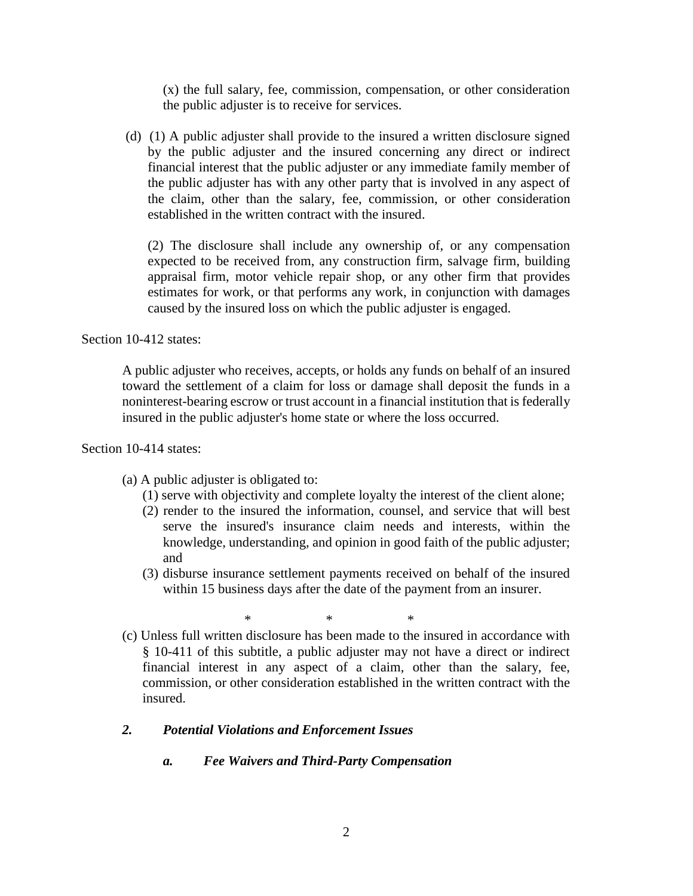(x) the full salary, fee, commission, compensation, or other consideration the public adjuster is to receive for services.

(d) (1) A public adjuster shall provide to the insured a written disclosure signed by the public adjuster and the insured concerning any direct or indirect financial interest that the public adjuster or any immediate family member of the public adjuster has with any other party that is involved in any aspect of the claim, other than the salary, fee, commission, or other consideration established in the written contract with the insured.

(2) The disclosure shall include any ownership of, or any compensation expected to be received from, any construction firm, salvage firm, building appraisal firm, motor vehicle repair shop, or any other firm that provides estimates for work, or that performs any work, in conjunction with damages caused by the insured loss on which the public adjuster is engaged.

Section 10-412 states:

> A public adjuster who receives, accepts, or holds any funds on behalf of an insured toward the settlement of a claim for loss or damage shall deposit the funds in a noninterest-bearing escrow or trust account in a financial institution that is federally insured in the public adjuster's home state or where the loss occurred.

Section 10-414 states:

(a) A public adjuster is obligated to:
  (1) serve with objectivity and complete loyalty the interest of the client alone;
  (2) render to the insured the information, counsel, and service that will best serve the insured's insurance claim needs and interests, within the knowledge, understanding, and opinion in good faith of the public adjuster; and
  (3) disburse insurance settlement payments received on behalf of the insured within 15 business days after the date of the payment from an insurer.

\* \* \*

(c) Unless full written disclosure has been made to the insured in accordance with § 10-411 of this subtitle, a public adjuster may not have a direct or indirect financial interest in any aspect of a claim, other than the salary, fee, commission, or other consideration established in the written contract with the insured.

### *2. Potential Violations and Enforcement Issues*

#### *a. Fee Waivers and Third-Party Compensation*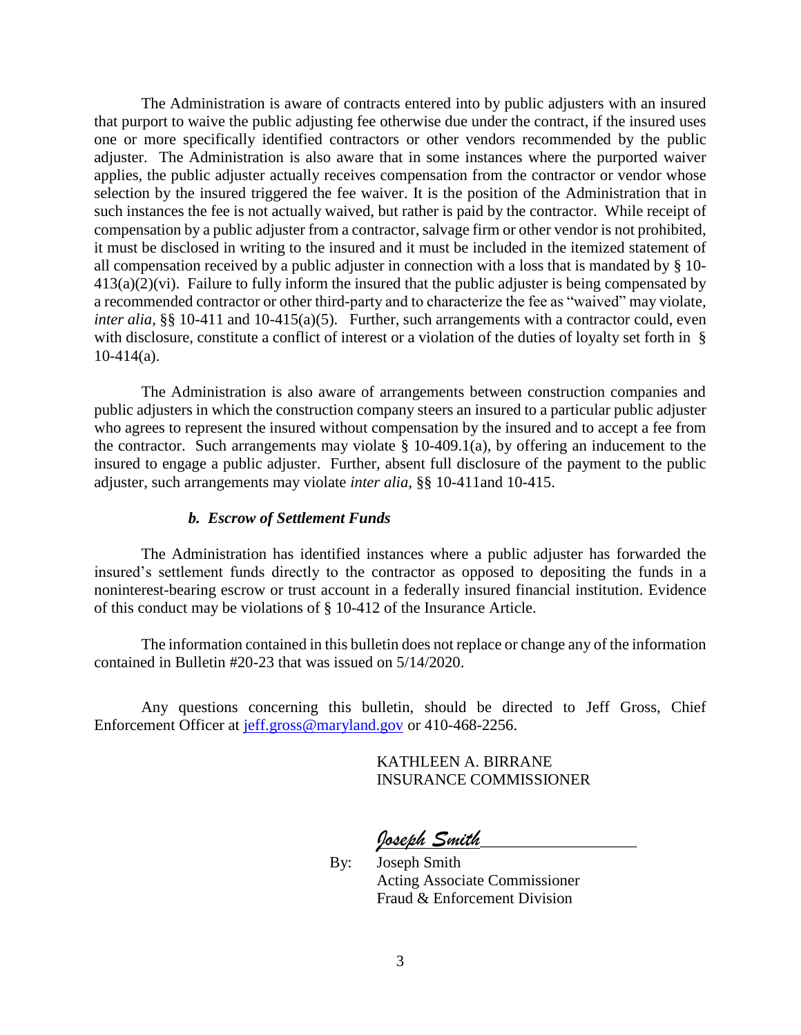The Administration is aware of contracts entered into by public adjusters with an insured that purport to waive the public adjusting fee otherwise due under the contract, if the insured uses one or more specifically identified contractors or other vendors recommended by the public adjuster. The Administration is also aware that in some instances where the purported waiver applies, the public adjuster actually receives compensation from the contractor or vendor whose selection by the insured triggered the fee waiver. It is the position of the Administration that in such instances the fee is not actually waived, but rather is paid by the contractor. While receipt of compensation by a public adjuster from a contractor, salvage firm or other vendor is not prohibited, it must be disclosed in writing to the insured and it must be included in the itemized statement of all compensation received by a public adjuster in connection with a loss that is mandated by § 10-413(a)(2)(vi). Failure to fully inform the insured that the public adjuster is being compensated by a recommended contractor or other third-party and to characterize the fee as "waived" may violate, *inter alia*, §§ 10-411 and 10-415(a)(5). Further, such arrangements with a contractor could, even with disclosure, constitute a conflict of interest or a violation of the duties of loyalty set forth in § 10-414(a).

The Administration is also aware of arrangements between construction companies and public adjusters in which the construction company steers an insured to a particular public adjuster who agrees to represent the insured without compensation by the insured and to accept a fee from the contractor. Such arrangements may violate § 10-409.1(a), by offering an inducement to the insured to engage a public adjuster. Further, absent full disclosure of the payment to the public adjuster, such arrangements may violate *inter alia*, §§ 10-411and 10-415.

***b. Escrow of Settlement Funds***

The Administration has identified instances where a public adjuster has forwarded the insured's settlement funds directly to the contractor as opposed to depositing the funds in a noninterest-bearing escrow or trust account in a federally insured financial institution. Evidence of this conduct may be violations of § 10-412 of the Insurance Article.

The information contained in this bulletin does not replace or change any of the information contained in Bulletin #20-23 that was issued on 5/14/2020.

Any questions concerning this bulletin, should be directed to Jeff Gross, Chief Enforcement Officer at jeff.gross@maryland.gov or 410-468-2256.

KATHLEEN A. BIRRANE
INSURANCE COMMISSIONER

*Joseph Smith*\_\_\_\_\_\_\_\_\_\_\_\_\_\_\_\_\_\_

By: Joseph Smith
Acting Associate Commissioner
Fraud & Enforcement Division